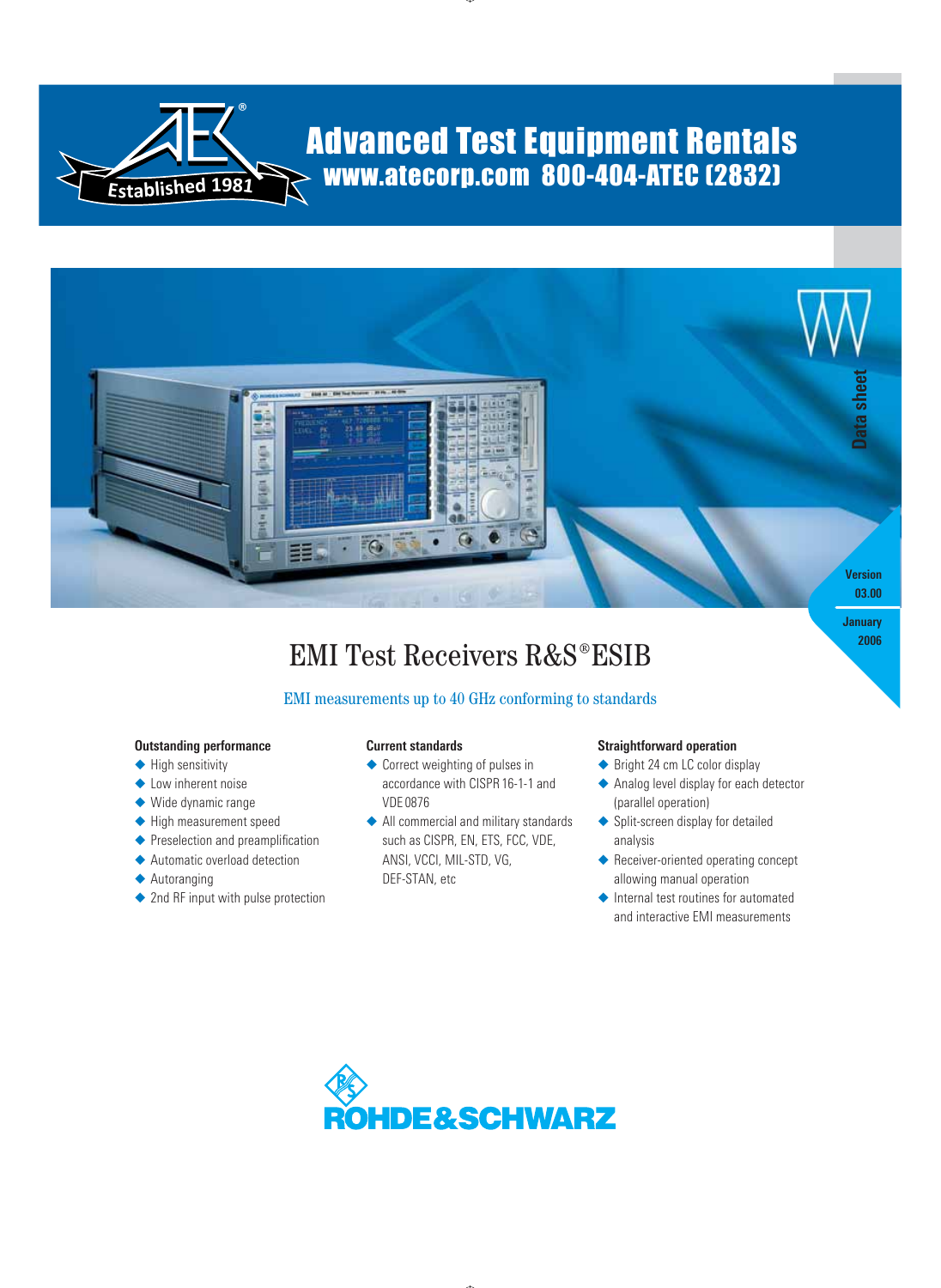Advanced Test Equipment Rentals
www.atecorp.com 800-404-ATEC (2832)

Established 1981

Data sheet

Version 03.00

January 2006

# EMI Test Receivers R&S®ESIB

EMI measurements up to 40 GHz conforming to standards

### Outstanding performance

- High sensitivity
- Low inherent noise
- Wide dynamic range
- High measurement speed
- Preselection and preamplification
- Automatic overload detection
- Autoranging
- 2nd RF input with pulse protection

### Current standards

- Correct weighting of pulses in accordance with CISPR 16-1-1 and VDE 0876
- All commercial and military standards such as CISPR, EN, ETS, FCC, VDE, ANSI, VCCI, MIL-STD, VG, DEF-STAN, etc

### Straightforward operation

- Bright 24 cm LC color display
- Analog level display for each detector (parallel operation)
- Split-screen display for detailed analysis
- Receiver-oriented operating concept allowing manual operation
- Internal test routines for automated and interactive EMI measurements

ROHDE&SCHWARZ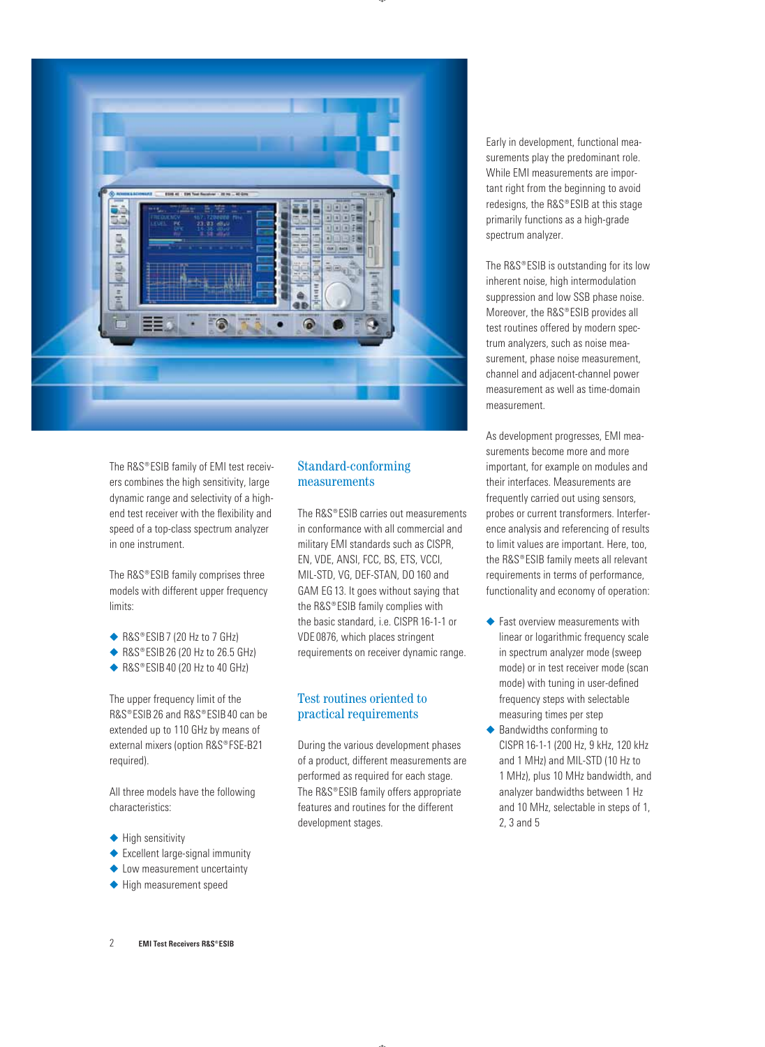The R&S®ESIB family of EMI test receivers combines the high sensitivity, large dynamic range and selectivity of a high-end test receiver with the flexibility and speed of a top-class spectrum analyzer in one instrument.

The R&S®ESIB family comprises three models with different upper frequency limits:

- R&S®ESIB 7 (20 Hz to 7 GHz)
- R&S®ESIB 26 (20 Hz to 26.5 GHz)
- R&S®ESIB 40 (20 Hz to 40 GHz)

The upper frequency limit of the R&S®ESIB 26 and R&S®ESIB 40 can be extended up to 110 GHz by means of external mixers (option R&S®FSE-B21 required).

All three models have the following characteristics:

- High sensitivity
- Excellent large-signal immunity
- Low measurement uncertainty
- High measurement speed

## Standard-conforming measurements

The R&S®ESIB carries out measurements in conformance with all commercial and military EMI standards such as CISPR, EN, VDE, ANSI, FCC, BS, ETS, VCCI, MIL-STD, VG, DEF-STAN, DO 160 and GAM EG 13. It goes without saying that the R&S®ESIB family complies with the basic standard, i.e. CISPR 16-1-1 or VDE 0876, which places stringent requirements on receiver dynamic range.

## Test routines oriented to practical requirements

During the various development phases of a product, different measurements are performed as required for each stage. The R&S®ESIB family offers appropriate features and routines for the different development stages.

Early in development, functional measurements play the predominant role. While EMI measurements are important right from the beginning to avoid redesigns, the R&S®ESIB at this stage primarily functions as a high-grade spectrum analyzer.

The R&S®ESIB is outstanding for its low inherent noise, high intermodulation suppression and low SSB phase noise. Moreover, the R&S®ESIB provides all test routines offered by modern spectrum analyzers, such as noise measurement, phase noise measurement, channel and adjacent-channel power measurement as well as time-domain measurement.

As development progresses, EMI measurements become more and more important, for example on modules and their interfaces. Measurements are frequently carried out using sensors, probes or current transformers. Interference analysis and referencing of results to limit values are important. Here, too, the R&S®ESIB family meets all relevant requirements in terms of performance, functionality and economy of operation:

- Fast overview measurements with linear or logarithmic frequency scale in spectrum analyzer mode (sweep mode) or in test receiver mode (scan mode) with tuning in user-defined frequency steps with selectable measuring times per step
- Bandwidths conforming to CISPR 16-1-1 (200 Hz, 9 kHz, 120 kHz and 1 MHz) and MIL-STD (10 Hz to 1 MHz), plus 10 MHz bandwidth, and analyzer bandwidths between 1 Hz and 10 MHz, selectable in steps of 1, 2, 3 and 5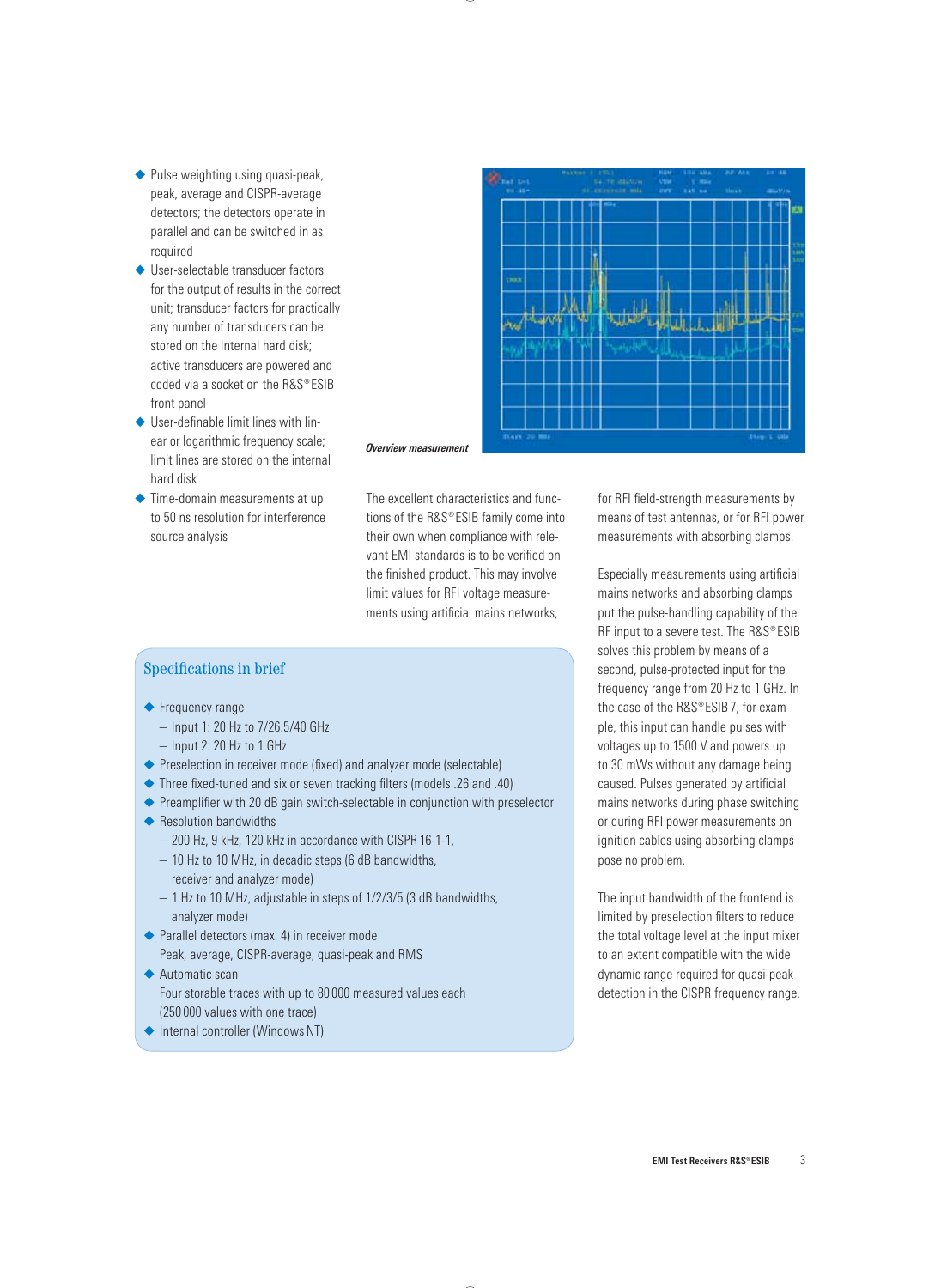- Pulse weighting using quasi-peak, peak, average and CISPR-average detectors; the detectors operate in parallel and can be switched in as required
- User-selectable transducer factors for the output of results in the correct unit; transducer factors for practically any number of transducers can be stored on the internal hard disk; active transducers are powered and coded via a socket on the R&S® ESIB front panel
- User-definable limit lines with linear or logarithmic frequency scale; limit lines are stored on the internal hard disk
- Time-domain measurements at up to 50 ns resolution for interference source analysis

*Overview measurement*

The excellent characteristics and functions of the R&S® ESIB family come into their own when compliance with relevant EMI standards is to be verified on the finished product. This may involve limit values for RFI voltage measurements using artificial mains networks, for RFI field-strength measurements by means of test antennas, or for RFI power measurements with absorbing clamps.

Especially measurements using artificial mains networks and absorbing clamps put the pulse-handling capability of the RF input to a severe test. The R&S® ESIB solves this problem by means of a second, pulse-protected input for the frequency range from 20 Hz to 1 GHz. In the case of the R&S® ESIB 7, for example, this input can handle pulses with voltages up to 1500 V and powers up to 30 mWs without any damage being caused. Pulses generated by artificial mains networks during phase switching or during RFI power measurements on ignition cables using absorbing clamps pose no problem.

The input bandwidth of the frontend is limited by preselection filters to reduce the total voltage level at the input mixer to an extent compatible with the wide dynamic range required for quasi-peak detection in the CISPR frequency range.

## Specifications in brief

- Frequency range
  - Input 1: 20 Hz to 7/26.5/40 GHz
  - Input 2: 20 Hz to 1 GHz
- Preselection in receiver mode (fixed) and analyzer mode (selectable)
- Three fixed-tuned and six or seven tracking filters (models .26 and .40)
- Preamplifier with 20 dB gain switch-selectable in conjunction with preselector
- Resolution bandwidths
  - 200 Hz, 9 kHz, 120 kHz in accordance with CISPR 16-1-1,
  - 10 Hz to 10 MHz, in decadic steps (6 dB bandwidths, receiver and analyzer mode)
  - 1 Hz to 10 MHz, adjustable in steps of 1/2/3/5 (3 dB bandwidths, analyzer mode)
- Parallel detectors (max. 4) in receiver mode
  Peak, average, CISPR-average, quasi-peak and RMS
- Automatic scan
  Four storable traces with up to 80 000 measured values each (250 000 values with one trace)
- Internal controller (Windows NT)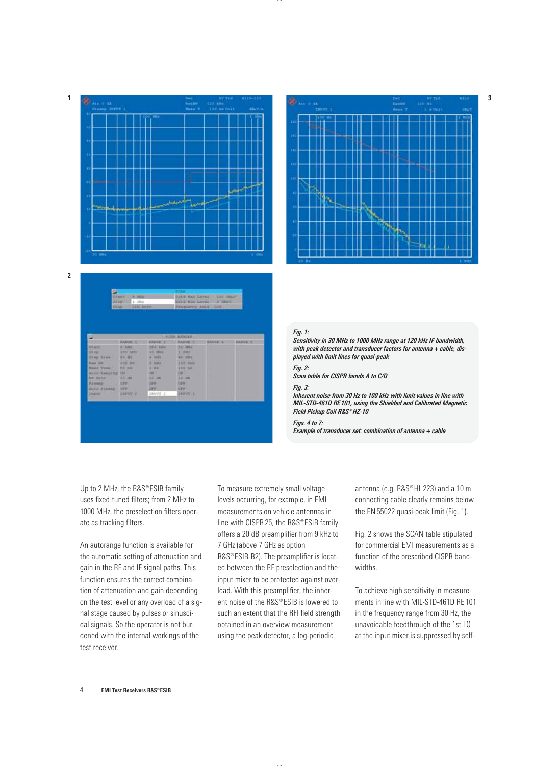*Fig. 1:*
***Sensitivity in 30 MHz to 1000 MHz range at 120 kHz IF bandwidth, with peak detector and transducer factors for antenna + cable, displayed with limit lines for quasi-peak***

*Fig. 2:*
***Scan table for CISPR bands A to C/D***

*Fig. 3:*
***Inherent noise from 30 Hz to 100 kHz with limit values in line with MIL-STD-461D RE 101, using the Shielded and Calibrated Magnetic Field Pickup Coil R&S®HZ-10***

*Figs. 4 to 7:*
***Example of transducer set: combination of antenna + cable***

Up to 2 MHz, the R&S®ESIB family uses fixed-tuned filters; from 2 MHz to 1000 MHz, the preselection filters operate as tracking filters.

An autorange function is available for the automatic setting of attenuation and gain in the RF and IF signal paths. This function ensures the correct combination of attenuation and gain depending on the test level or any overload of a signal stage caused by pulses or sinusoidal signals. So the operator is not burdened with the internal workings of the test receiver.

To measure extremely small voltage levels occurring, for example, in EMI measurements on vehicle antennas in line with CISPR 25, the R&S®ESIB family offers a 20 dB preamplifier from 9 kHz to 7 GHz (above 7 GHz as option R&S®ESIB-B2). The preamplifier is located between the RF preselection and the input mixer to be protected against overload. With this preamplifier, the inherent noise of the R&S®ESIB is lowered to such an extent that the RFI field strength obtained in an overview measurement using the peak detector, a log-periodic antenna (e.g. R&S®HL 223) and a 10 m connecting cable clearly remains below the EN 55022 quasi-peak limit (Fig. 1).

Fig. 2 shows the SCAN table stipulated for commercial EMI measurements as a function of the prescribed CISPR bandwidths.

To achieve high sensitivity in measurements in line with MIL-STD-461D RE 101 in the frequency range from 30 Hz, the unavoidable feedthrough of the 1st LO at the input mixer is suppressed by self-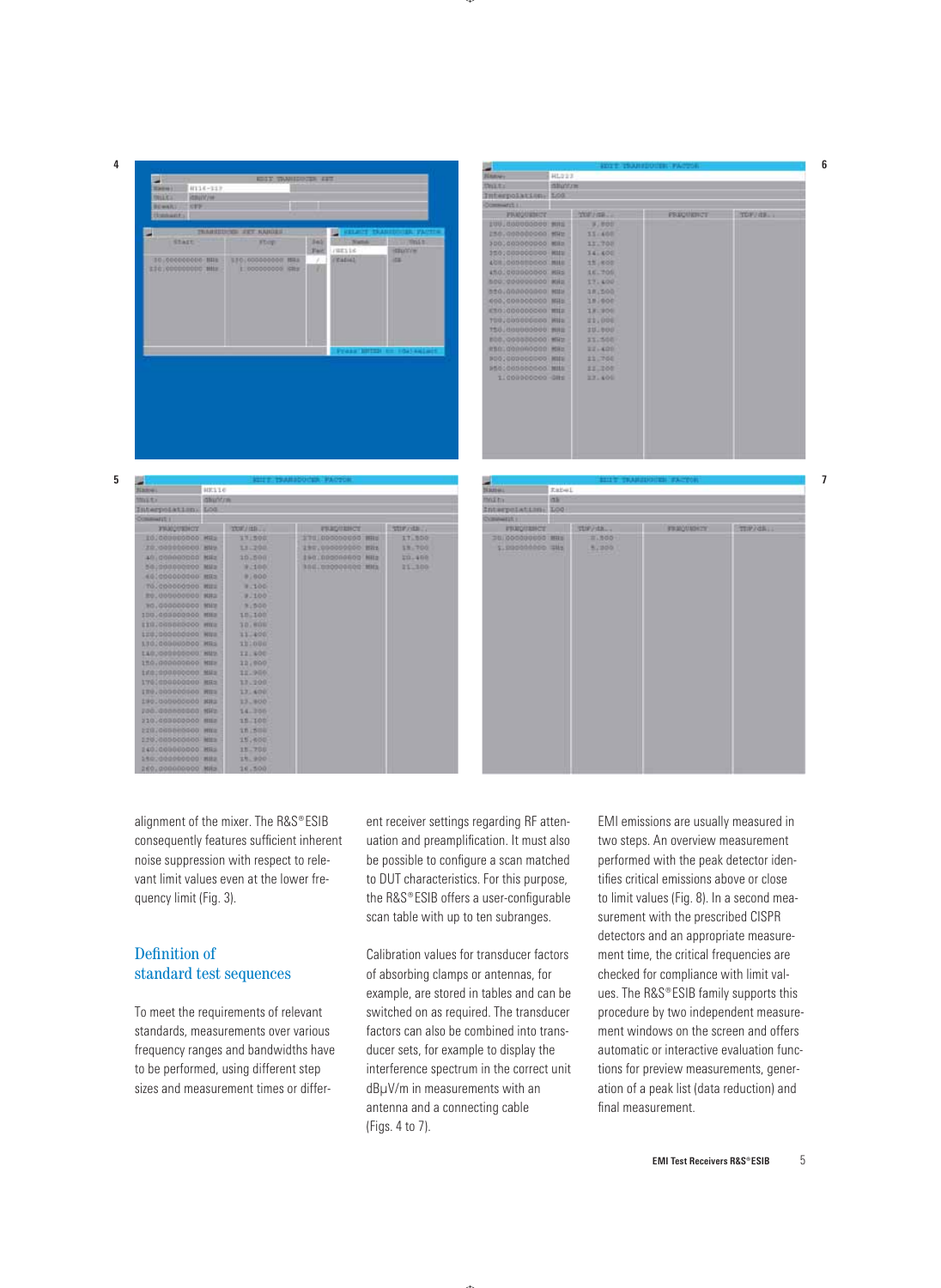alignment of the mixer. The R&S®ESIB consequently features sufficient inherent noise suppression with respect to relevant limit values even at the lower frequency limit (Fig. 3).

## Definition of standard test sequences

To meet the requirements of relevant standards, measurements over various frequency ranges and bandwidths have to be performed, using different step sizes and measurement times or different receiver settings regarding RF attenuation and preamplification. It must also be possible to configure a scan matched to DUT characteristics. For this purpose, the R&S®ESIB offers a user-configurable scan table with up to ten subranges.

Calibration values for transducer factors of absorbing clamps or antennas, for example, are stored in tables and can be switched on as required. The transducer factors can also be combined into transducer sets, for example to display the interference spectrum in the correct unit dBμV/m in measurements with an antenna and a connecting cable (Figs. 4 to 7).

EMI emissions are usually measured in two steps. An overview measurement performed with the peak detector identifies critical emissions above or close to limit values (Fig. 8). In a second measurement with the prescribed CISPR detectors and an appropriate measurement time, the critical frequencies are checked for compliance with limit values. The R&S®ESIB family supports this procedure by two independent measurement windows on the screen and offers automatic or interactive evaluation functions for preview measurements, generation of a peak list (data reduction) and final measurement.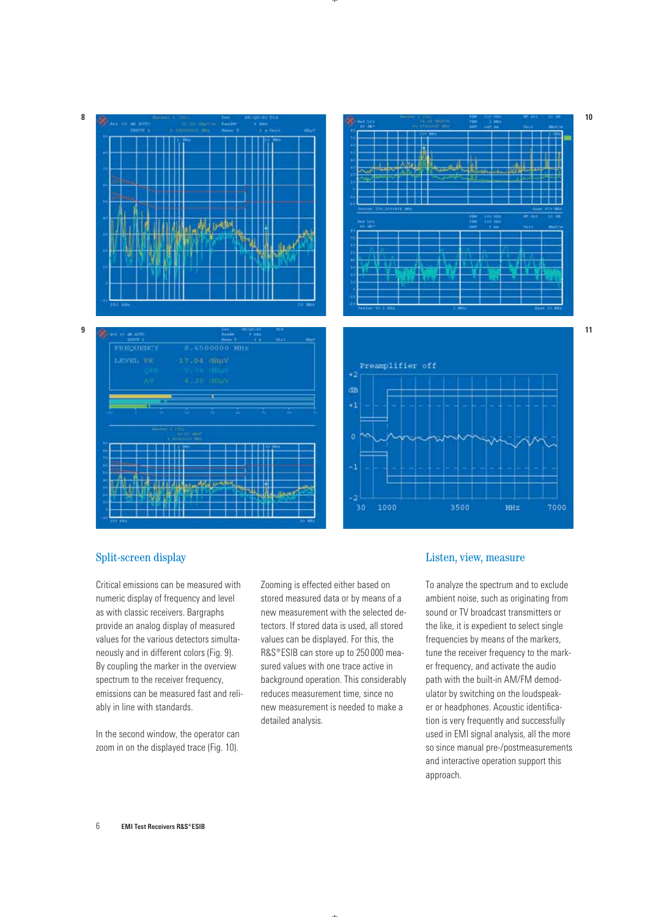## Split-screen display

Critical emissions can be measured with numeric display of frequency and level as with classic receivers. Bargraphs provide an analog display of measured values for the various detectors simultaneously and in different colors (Fig. 9). By coupling the marker in the overview spectrum to the receiver frequency, emissions can be measured fast and reliably in line with standards.

In the second window, the operator can zoom in on the displayed trace (Fig. 10).

Zooming is effected either based on stored measured data or by means of a new measurement with the selected detectors. If stored data is used, all stored values can be displayed. For this, the R&S®ESIB can store up to 250 000 measured values with one trace active in background operation. This considerably reduces measurement time, since no new measurement is needed to make a detailed analysis.

## Listen, view, measure

To analyze the spectrum and to exclude ambient noise, such as originating from sound or TV broadcast transmitters or the like, it is expedient to select single frequencies by means of the markers, tune the receiver frequency to the marker frequency, and activate the audio path with the built-in AM/FM demodulator by switching on the loudspeaker or headphones. Acoustic identification is very frequently and successfully used in EMI signal analysis, all the more so since manual pre-/postmeasurements and interactive operation support this approach.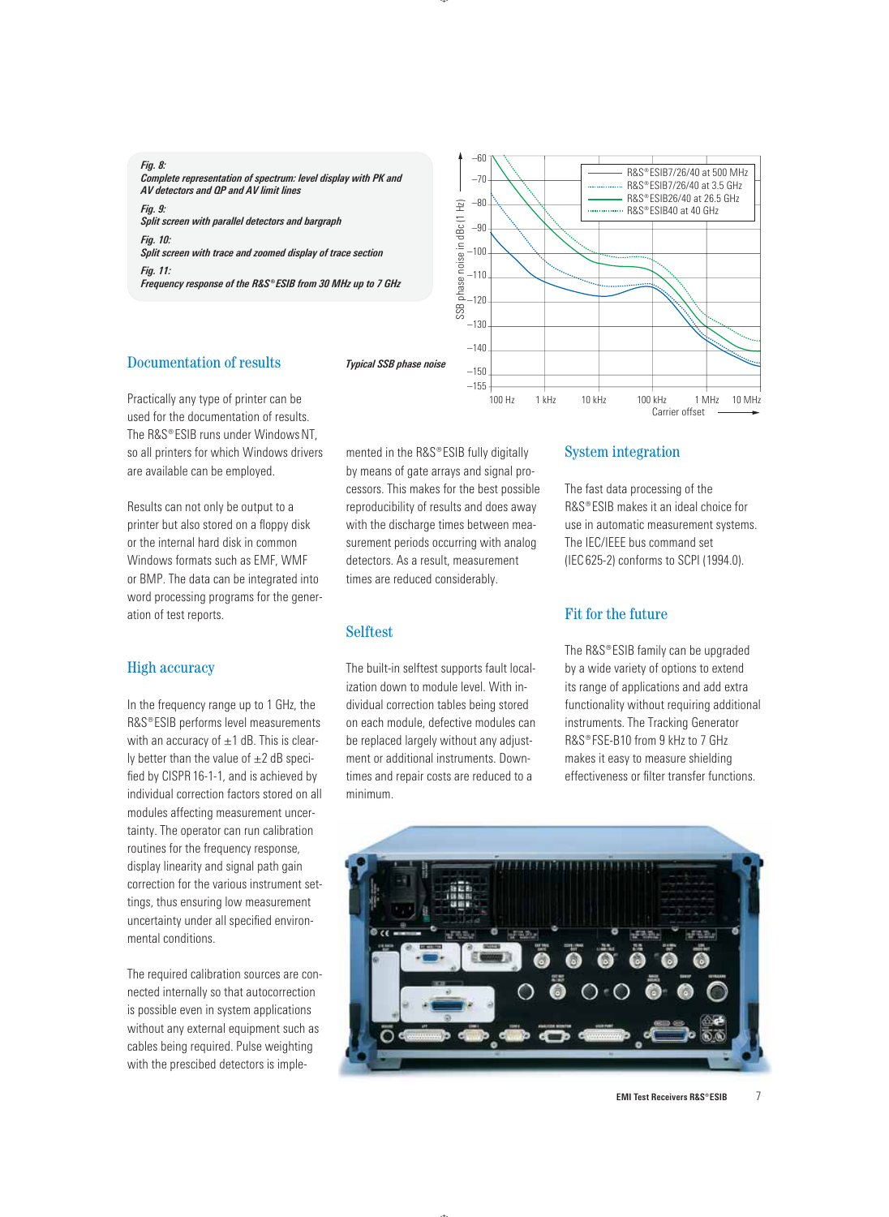*Fig. 8:*
***Complete representation of spectrum: level display with PK and AV detectors and QP and AV limit lines***

*Fig. 9:*
***Split screen with parallel detectors and bargraph***

*Fig. 10:*
***Split screen with trace and zoomed display of trace section***

*Fig. 11:*
***Frequency response of the R&S®ESIB from 30 MHz up to 7 GHz***

***Typical SSB phase noise***

## Documentation of results

Practically any type of printer can be used for the documentation of results. The R&S®ESIB runs under Windows NT, so all printers for which Windows drivers are available can be employed.

Results can not only be output to a printer but also stored on a floppy disk or the internal hard disk in common Windows formats such as EMF, WMF or BMP. The data can be integrated into word processing programs for the generation of test reports.

## High accuracy

In the frequency range up to 1 GHz, the R&S®ESIB performs level measurements with an accuracy of ±1 dB. This is clearly better than the value of ±2 dB specified by CISPR 16-1-1, and is achieved by individual correction factors stored on all modules affecting measurement uncertainty. The operator can run calibration routines for the frequency response, display linearity and signal path gain correction for the various instrument settings, thus ensuring low measurement uncertainty under all specified environmental conditions.

The required calibration sources are connected internally so that autocorrection is possible even in system applications without any external equipment such as cables being required. Pulse weighting with the prescibed detectors is implemented in the R&S®ESIB fully digitally by means of gate arrays and signal processors. This makes for the best possible reproducibility of results and does away with the discharge times between measurement periods occurring with analog detectors. As a result, measurement times are reduced considerably.

## Selftest

The built-in selftest supports fault localization down to module level. With individual correction tables being stored on each module, defective modules can be replaced largely without any adjustment or additional instruments. Downtimes and repair costs are reduced to a minimum.

## System integration

The fast data processing of the R&S®ESIB makes it an ideal choice for use in automatic measurement systems. The IEC/IEEE bus command set (IEC 625-2) conforms to SCPI (1994.0).

## Fit for the future

The R&S®ESIB family can be upgraded by a wide variety of options to extend its range of applications and add extra functionality without requiring additional instruments. The Tracking Generator R&S®FSE-B10 from 9 kHz to 7 GHz makes it easy to measure shielding effectiveness or filter transfer functions.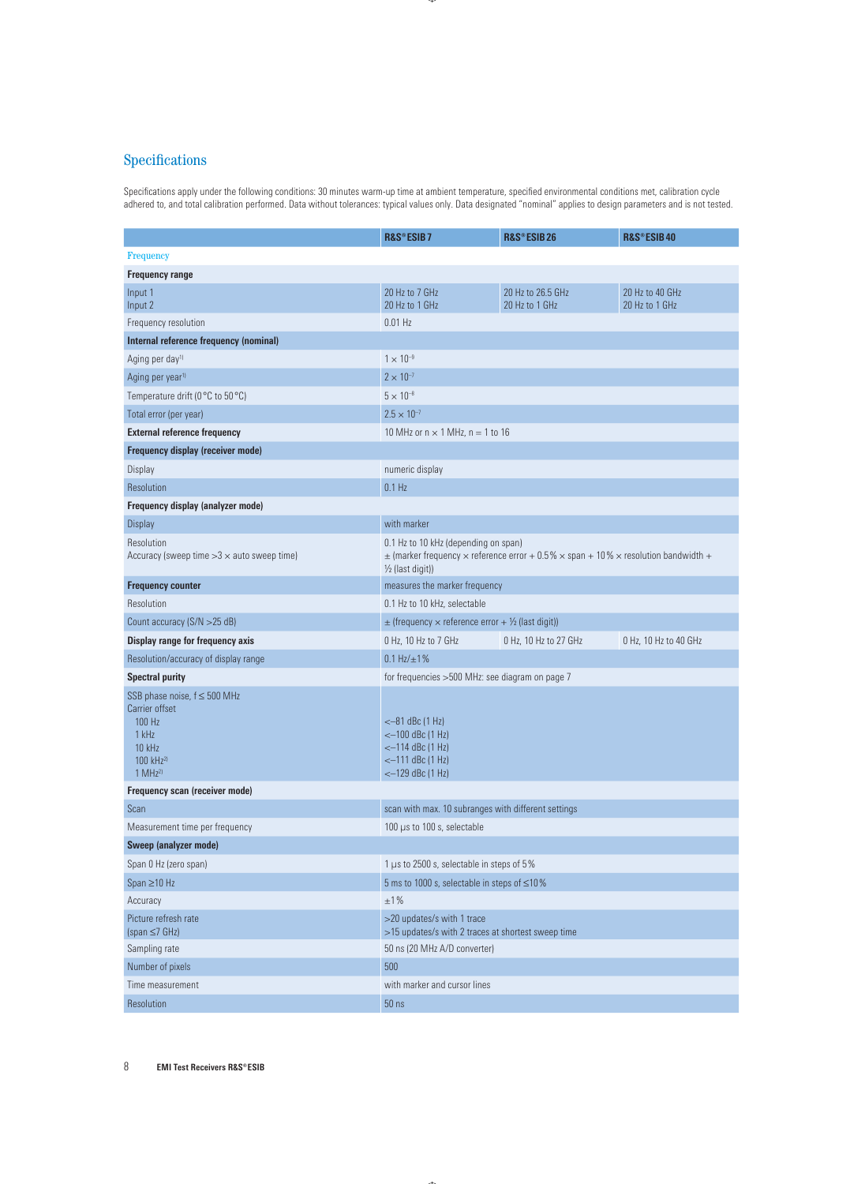## Specifications

Specifications apply under the following conditions: 30 minutes warm-up time at ambient temperature, specified environmental conditions met, calibration cycle adhered to, and total calibration performed. Data without tolerances: typical values only. Data designated "nominal" applies to design parameters and is not tested.

| | R&S®ESIB 7 | R&S®ESIB 26 | R&S®ESIB 40 |
|---|---|---|---|
| **Frequency** | | | |
| **Frequency range** | | | |
| Input 1<br>Input 2 | 20 Hz to 7 GHz<br>20 Hz to 1 GHz | 20 Hz to 26.5 GHz<br>20 Hz to 1 GHz | 20 Hz to 40 GHz<br>20 Hz to 1 GHz |
| Frequency resolution | 0.01 Hz | | |
| **Internal reference frequency (nominal)** | | | |
| Aging per day[1] | $1 \times 10^{-9}$ | | |
| Aging per year[1] | $2 \times 10^{-7}$ | | |
| Temperature drift (0 °C to 50 °C) | $5 \times 10^{-8}$ | | |
| Total error (per year) | $2.5 \times 10^{-7}$ | | |
| **External reference frequency** | 10 MHz or n × 1 MHz, n = 1 to 16 | | |
| **Frequency display (receiver mode)** | | | |
| Display | numeric display | | |
| Resolution | 0.1 Hz | | |
| **Frequency display (analyzer mode)** | | | |
| Display | with marker | | |
| Resolution<br>Accuracy (sweep time >3 × auto sweep time) | 0.1 Hz to 10 kHz (depending on span)<br>± (marker frequency × reference error + 0.5 % × span + 10 % × resolution bandwidth + ½ (last digit)) | | |
| **Frequency counter** | measures the marker frequency | | |
| Resolution | 0.1 Hz to 10 kHz, selectable | | |
| Count accuracy (S/N >25 dB) | ± (frequency × reference error + ½ (last digit)) | | |
| **Display range for frequency axis** | 0 Hz, 10 Hz to 7 GHz | 0 Hz, 10 Hz to 27 GHz | 0 Hz, 10 Hz to 40 GHz |
| Resolution/accuracy of display range | 0.1 Hz/±1 % | | |
| **Spectral purity** | for frequencies >500 MHz: see diagram on page 7 | | |
| SSB phase noise, f ≤ 500 MHz<br>Carrier offset<br>100 Hz<br>1 kHz<br>10 kHz<br>100 kHz[2]<br>1 MHz[2] | <br><br><–81 dBc (1 Hz)<br><–100 dBc (1 Hz)<br><–114 dBc (1 Hz)<br><–111 dBc (1 Hz)<br><–129 dBc (1 Hz) | | |
| **Frequency scan (receiver mode)** | | | |
| Scan | scan with max. 10 subranges with different settings | | |
| Measurement time per frequency | 100 µs to 100 s, selectable | | |
| **Sweep (analyzer mode)** | | | |
| Span 0 Hz (zero span) | 1 µs to 2500 s, selectable in steps of 5 % | | |
| Span ≥10 Hz | 5 ms to 1000 s, selectable in steps of ≤10 % | | |
| Accuracy | ±1 % | | |
| Picture refresh rate<br>(span ≤7 GHz) | >20 updates/s with 1 trace<br>>15 updates/s with 2 traces at shortest sweep time | | |
| Sampling rate | 50 ns (20 MHz A/D converter) | | |
| Number of pixels | 500 | | |
| Time measurement | with marker and cursor lines | | |
| Resolution | 50 ns | | |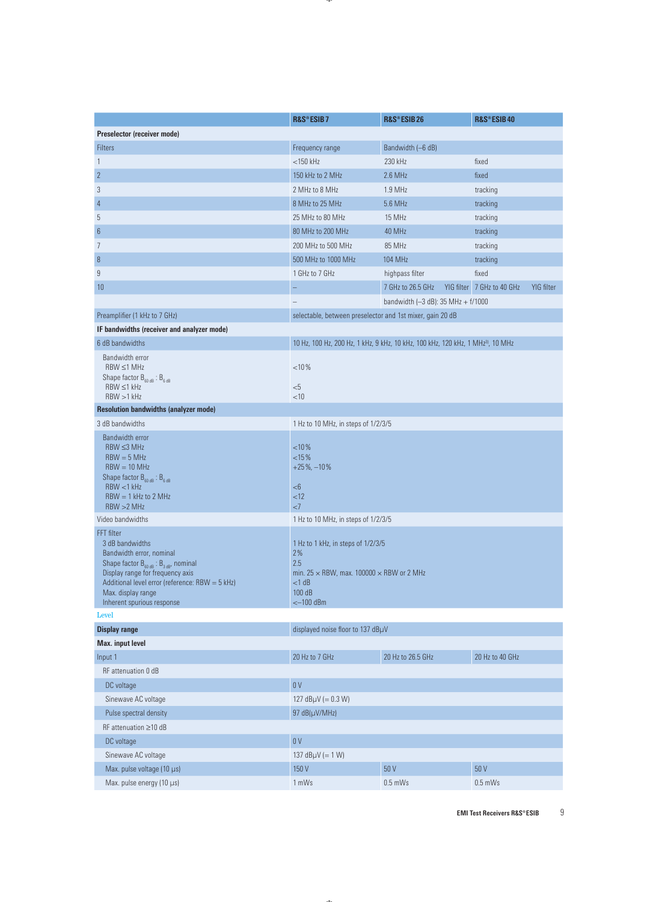| | R&S®ESIB 7 | R&S®ESIB 26 | R&S®ESIB 40 |
|---|---|---|---|
| **Preselector (receiver mode)** | | | |
| Filters | Frequency range | Bandwidth (–6 dB) | |
| 1 | <150 kHz | 230 kHz | fixed |
| 2 | 150 kHz to 2 MHz | 2.6 MHz | fixed |
| 3 | 2 MHz to 8 MHz | 1.9 MHz | tracking |
| 4 | 8 MHz to 25 MHz | 5.6 MHz | tracking |
| 5 | 25 MHz to 80 MHz | 15 MHz | tracking |
| 6 | 80 MHz to 200 MHz | 40 MHz | tracking |
| 7 | 200 MHz to 500 MHz | 85 MHz | tracking |
| 8 | 500 MHz to 1000 MHz | 104 MHz | tracking |
| 9 | 1 GHz to 7 GHz | highpass filter | fixed |
| 10 | – | 7 GHz to 26.5 GHz YIG filter | 7 GHz to 40 GHz YIG filter |
| | – | bandwidth (–3 dB): 35 MHz + f/1000 | |
| Preamplifier (1 kHz to 7 GHz) | selectable, between preselector and 1st mixer, gain 20 dB | | |
| **IF bandwidths (receiver and analyzer mode)** | | | |
| 6 dB bandwidths | 10 Hz, 100 Hz, 200 Hz, 1 kHz, 9 kHz, 10 kHz, 100 kHz, 120 kHz, 1 MHz[3], 10 MHz | | |
| Bandwidth error<br>RBW ≤1 MHz<br>Shape factor $B_{60\ dB} : B_{6\ dB}$<br>RBW ≤1 kHz<br>RBW >1 kHz | <10%<br><5<br><10 | | |
| **Resolution bandwidths (analyzer mode)** | | | |
| 3 dB bandwidths | 1 Hz to 10 MHz, in steps of 1/2/3/5 | | |
| Bandwidth error<br>RBW ≤3 MHz<br>RBW = 5 MHz<br>RBW = 10 MHz<br>Shape factor $B_{60\ dB} : B_{6\ dB}$<br>RBW <1 kHz<br>RBW = 1 kHz to 2 MHz<br>RBW >2 MHz | <10%<br><15%<br>+25%, –10%<br><6<br><12<br><7 | | |
| Video bandwidths | 1 Hz to 10 MHz, in steps of 1/2/3/5 | | |
| FFT filter<br>3 dB bandwidths<br>Bandwidth error, nominal<br>Shape factor $B_{60\ dB} : B_{3\ dB}$, nominal<br>Display range for frequency axis<br>Additional level error (reference: RBW = 5 kHz)<br>Max. display range<br>Inherent spurious response | <br>1 Hz to 1 kHz, in steps of 1/2/3/5<br>2%<br>2.5<br>min. 25 × RBW, max. 100000 × RBW or 2 MHz<br><1 dB<br>100 dB<br><–100 dBm | | |

Level

| | | | |
|---|---|---|---|
| **Display range** | displayed noise floor to 137 dBμV | | |
| **Max. input level** | | | |
| Input 1 | 20 Hz to 7 GHz | 20 Hz to 26.5 GHz | 20 Hz to 40 GHz |
| RF attenuation 0 dB | | | |
| DC voltage | 0 V | | |
| Sinewave AC voltage | 127 dBμV (= 0.3 W) | | |
| Pulse spectral density | 97 dB(μV/MHz) | | |
| RF attenuation ≥10 dB | | | |
| DC voltage | 0 V | | |
| Sinewave AC voltage | 137 dBμV (= 1 W) | | |
| Max. pulse voltage (10 μs) | 150 V | 50 V | 50 V |
| Max. pulse energy (10 μs) | 1 mWs | 0.5 mWs | 0.5 mWs |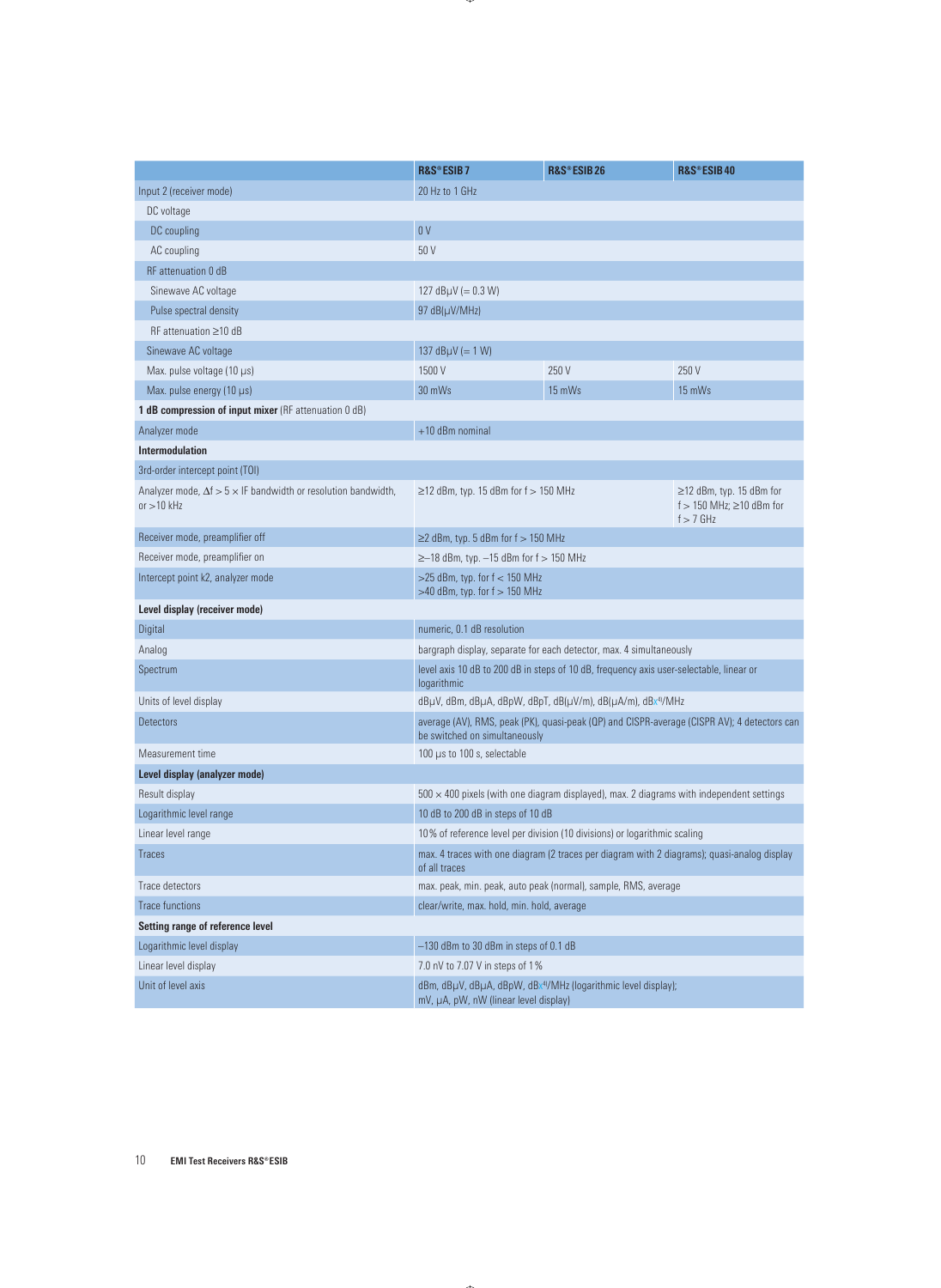| | R&S®ESIB 7 | R&S®ESIB 26 | R&S®ESIB 40 |
|---|---|---|---|
| Input 2 (receiver mode) | 20 Hz to 1 GHz | | |
| DC voltage | | | |
| DC coupling | 0 V | | |
| AC coupling | 50 V | | |
| RF attenuation 0 dB | | | |
| Sinewave AC voltage | 127 dBμV (= 0.3 W) | | |
| Pulse spectral density | 97 dB(μV/MHz) | | |
| RF attenuation ≥10 dB | | | |
| Sinewave AC voltage | 137 dBμV (= 1 W) | | |
| Max. pulse voltage (10 μs) | 1500 V | 250 V | 250 V |
| Max. pulse energy (10 μs) | 30 mWs | 15 mWs | 15 mWs |
| **1 dB compression of input mixer** (RF attenuation 0 dB) | | | |
| Analyzer mode | +10 dBm nominal | | |
| **Intermodulation** | | | |
| 3rd-order intercept point (TOI) | | | |
| Analyzer mode, Δf > 5 × IF bandwidth or resolution bandwidth, or >10 kHz | ≥12 dBm, typ. 15 dBm for f > 150 MHz | | ≥12 dBm, typ. 15 dBm for f > 150 MHz; ≥10 dBm for f > 7 GHz |
| Receiver mode, preamplifier off | ≥2 dBm, typ. 5 dBm for f > 150 MHz | | |
| Receiver mode, preamplifier on | ≥–18 dBm, typ. –15 dBm for f > 150 MHz | | |
| Intercept point k2, analyzer mode | >25 dBm, typ. for f < 150 MHz<br>>40 dBm, typ. for f > 150 MHz | | |
| **Level display (receiver mode)** | | | |
| Digital | numeric, 0.1 dB resolution | | |
| Analog | bargraph display, separate for each detector, max. 4 simultaneously | | |
| Spectrum | level axis 10 dB to 200 dB in steps of 10 dB, frequency axis user-selectable, linear or logarithmic | | |
| Units of level display | dBμV, dBm, dBμA, dBpW, dBpT, dB(μV/m), dB(μA/m), dBx[4]/MHz | | |
| Detectors | average (AV), RMS, peak (PK), quasi-peak (QP) and CISPR-average (CISPR AV); 4 detectors can be switched on simultaneously | | |
| Measurement time | 100 μs to 100 s, selectable | | |
| **Level display (analyzer mode)** | | | |
| Result display | 500 × 400 pixels (with one diagram displayed), max. 2 diagrams with independent settings | | |
| Logarithmic level range | 10 dB to 200 dB in steps of 10 dB | | |
| Linear level range | 10% of reference level per division (10 divisions) or logarithmic scaling | | |
| Traces | max. 4 traces with one diagram (2 traces per diagram with 2 diagrams); quasi-analog display of all traces | | |
| Trace detectors | max. peak, min. peak, auto peak (normal), sample, RMS, average | | |
| Trace functions | clear/write, max. hold, min. hold, average | | |
| **Setting range of reference level** | | | |
| Logarithmic level display | –130 dBm to 30 dBm in steps of 0.1 dB | | |
| Linear level display | 7.0 nV to 7.07 V in steps of 1% | | |
| Unit of level axis | dBm, dBμV, dBμA, dBpW, dBx[4]/MHz (logarithmic level display);<br>mV, μA, pW, nW (linear level display) | | |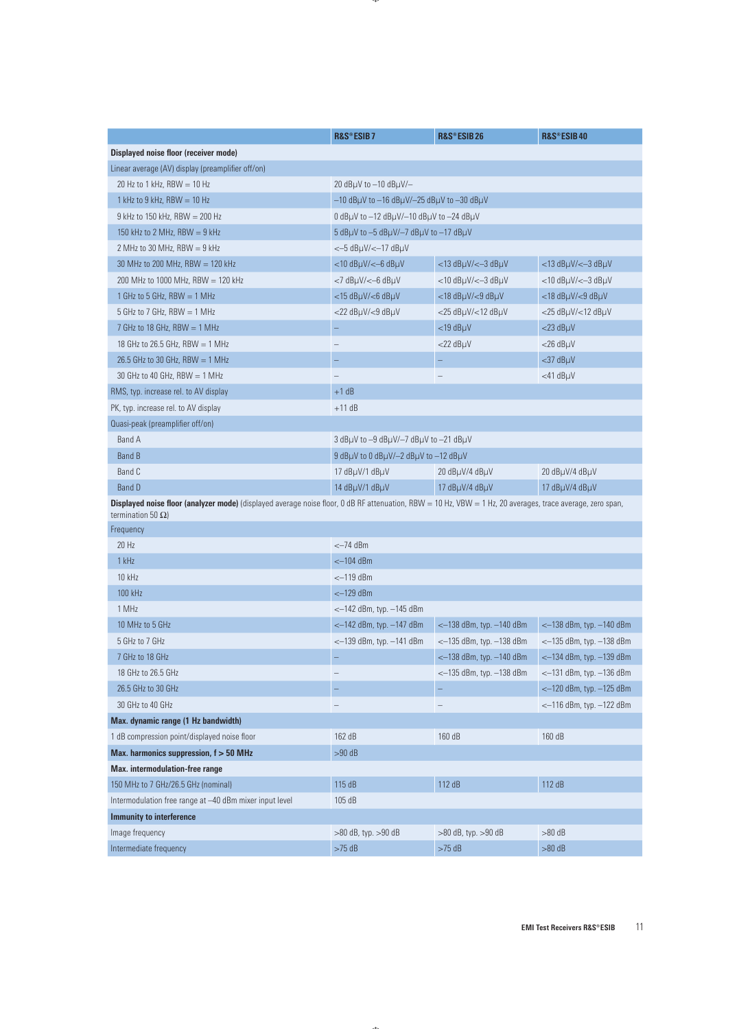| | R&S®ESIB 7 | R&S®ESIB 26 | R&S®ESIB 40 |
|---|---|---|---|
| **Displayed noise floor (receiver mode)** | | | |
| Linear average (AV) display (preamplifier off/on) | | | |
| 20 Hz to 1 kHz, RBW = 10 Hz | 20 dBµV to –10 dBµV/– | | |
| 1 kHz to 9 kHz, RBW = 10 Hz | –10 dBµV to –16 dBµV/–25 dBµV to –30 dBµV | | |
| 9 kHz to 150 kHz, RBW = 200 Hz | 0 dBµV to –12 dBµV/–10 dBµV to –24 dBµV | | |
| 150 kHz to 2 MHz, RBW = 9 kHz | 5 dBµV to –5 dBµV/–7 dBµV to –17 dBµV | | |
| 2 MHz to 30 MHz, RBW = 9 kHz | <–5 dBµV/<–17 dBµV | | |
| 30 MHz to 200 MHz, RBW = 120 kHz | <10 dBµV/<–6 dBµV | <13 dBµV/<–3 dBµV | <13 dBµV/<–3 dBµV |
| 200 MHz to 1000 MHz, RBW = 120 kHz | <7 dBµV/<–6 dBµV | <10 dBµV/<–3 dBµV | <10 dBµV/<–3 dBµV |
| 1 GHz to 5 GHz, RBW = 1 MHz | <15 dBµV/<6 dBµV | <18 dBµV/<9 dBµV | <18 dBµV/<9 dBµV |
| 5 GHz to 7 GHz, RBW = 1 MHz | <22 dBµV/<9 dBµV | <25 dBµV/<12 dBµV | <25 dBµV/<12 dBµV |
| 7 GHz to 18 GHz, RBW = 1 MHz | – | <19 dBµV | <23 dBµV |
| 18 GHz to 26.5 GHz, RBW = 1 MHz | – | <22 dBµV | <26 dBµV |
| 26.5 GHz to 30 GHz, RBW = 1 MHz | – | – | <37 dBµV |
| 30 GHz to 40 GHz, RBW = 1 MHz | – | – | <41 dBµV |
| RMS, typ. increase rel. to AV display | +1 dB | | |
| PK, typ. increase rel. to AV display | +11 dB | | |
| Quasi-peak (preamplifier off/on) | | | |
| Band A | 3 dBµV to –9 dBµV/–7 dBµV to –21 dBµV | | |
| Band B | 9 dBµV to 0 dBµV/–2 dBµV to –12 dBµV | | |
| Band C | 17 dBµV/1 dBµV | 20 dBµV/4 dBµV | 20 dBµV/4 dBµV |
| Band D | 14 dBµV/1 dBµV | 17 dBµV/4 dBµV | 17 dBµV/4 dBµV |
| **Displayed noise floor (analyzer mode)** (displayed average noise floor, 0 dB RF attenuation, RBW = 10 Hz, VBW = 1 Hz, 20 averages, trace average, zero span, termination 50 Ω) | | | |
| Frequency | | | |
| 20 Hz | <–74 dBm | | |
| 1 kHz | <–104 dBm | | |
| 10 kHz | <–119 dBm | | |
| 100 kHz | <–129 dBm | | |
| 1 MHz | <–142 dBm, typ. –145 dBm | | |
| 10 MHz to 5 GHz | <–142 dBm, typ. –147 dBm | <–138 dBm, typ. –140 dBm | <–138 dBm, typ. –140 dBm |
| 5 GHz to 7 GHz | <–139 dBm, typ. –141 dBm | <–135 dBm, typ. –138 dBm | <–135 dBm, typ. –138 dBm |
| 7 GHz to 18 GHz | – | <–138 dBm, typ. –140 dBm | <–134 dBm, typ. –139 dBm |
| 18 GHz to 26.5 GHz | – | <–135 dBm, typ. –138 dBm | <–131 dBm, typ. –136 dBm |
| 26.5 GHz to 30 GHz | – | – | <–120 dBm, typ. –125 dBm |
| 30 GHz to 40 GHz | – | – | <–116 dBm, typ. –122 dBm |
| **Max. dynamic range (1 Hz bandwidth)** | | | |
| 1 dB compression point/displayed noise floor | 162 dB | 160 dB | 160 dB |
| **Max. harmonics suppression, f > 50 MHz** | >90 dB | | |
| **Max. intermodulation-free range** | | | |
| 150 MHz to 7 GHz/26.5 GHz (nominal) | 115 dB | 112 dB | 112 dB |
| Intermodulation free range at –40 dBm mixer input level | 105 dB | | |
| **Immunity to interference** | | | |
| Image frequency | >80 dB, typ. >90 dB | >80 dB, typ. >90 dB | >80 dB |
| Intermediate frequency | >75 dB | >75 dB | >80 dB |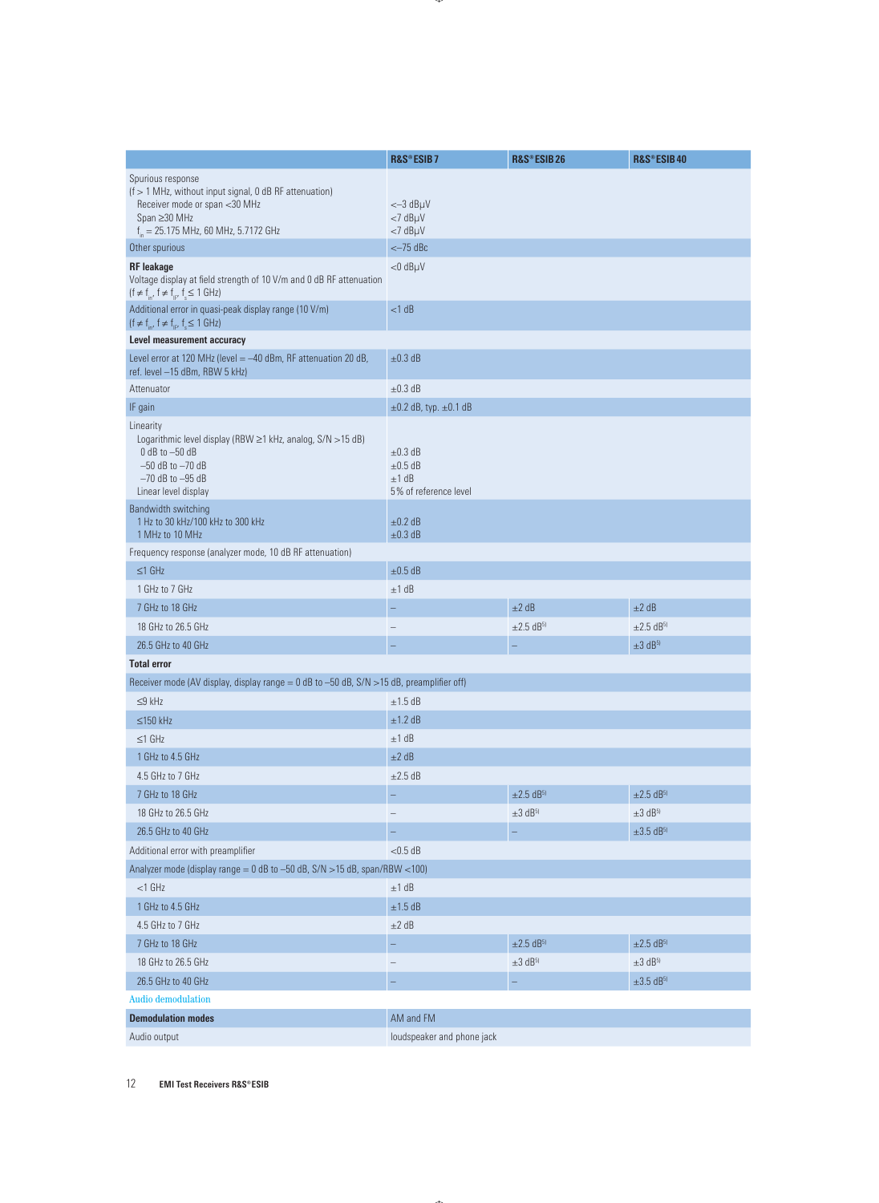| | R&S®ESIB 7 | R&S®ESIB 26 | R&S®ESIB 40 |
|---|---|---|---|
| Spurious response<br>(f > 1 MHz, without input signal, 0 dB RF attenuation)<br>Receiver mode or span <30 MHz<br>Span ≥30 MHz<br>$f_{in}$ = 25.175 MHz, 60 MHz, 5.7172 GHz | <br><br><–3 dBµV<br><7 dBµV<br><7 dBµV | | |
| Other spurious | <–75 dBc | | |
| **RF leakage**<br>Voltage display at field strength of 10 V/m and 0 dB RF attenuation<br>($f \neq f_{in}$, $f \neq f_{IF}$, $f_s \leq$ 1 GHz) | <0 dBµV | | |
| Additional error in quasi-peak display range (10 V/m)<br>($f \neq f_{in}$, $f \neq f_{IF}$, $f_s \leq$ 1 GHz) | <1 dB | | |
| **Level measurement accuracy** | | | |
| Level error at 120 MHz (level = –40 dBm, RF attenuation 20 dB, ref. level –15 dBm, RBW 5 kHz) | ±0.3 dB | | |
| Attenuator | ±0.3 dB | | |
| IF gain | ±0.2 dB, typ. ±0.1 dB | | |
| Linearity<br>Logarithmic level display (RBW ≥1 kHz, analog, S/N >15 dB)<br>0 dB to –50 dB<br>–50 dB to –70 dB<br>–70 dB to –95 dB<br>Linear level display | <br><br>±0.3 dB<br>±0.5 dB<br>±1 dB<br>5% of reference level | | |
| Bandwidth switching<br>1 Hz to 30 kHz/100 kHz to 300 kHz<br>1 MHz to 10 MHz | <br>±0.2 dB<br>±0.3 dB | | |
| Frequency response (analyzer mode, 10 dB RF attenuation) | | | |
| ≤1 GHz | ±0.5 dB | | |
| 1 GHz to 7 GHz | ±1 dB | | |
| 7 GHz to 18 GHz | – | ±2 dB | ±2 dB |
| 18 GHz to 26.5 GHz | – | ±2.5 dB[5] | ±2.5 dB[5] |
| 26.5 GHz to 40 GHz | – | – | ±3 dB[5] |
| **Total error** | | | |
| Receiver mode (AV display, display range = 0 dB to –50 dB, S/N >15 dB, preamplifier off) | | | |
| ≤9 kHz | ±1.5 dB | | |
| ≤150 kHz | ±1.2 dB | | |
| ≤1 GHz | ±1 dB | | |
| 1 GHz to 4.5 GHz | ±2 dB | | |
| 4.5 GHz to 7 GHz | ±2.5 dB | | |
| 7 GHz to 18 GHz | – | ±2.5 dB[5] | ±2.5 dB[5] |
| 18 GHz to 26.5 GHz | – | ±3 dB[5] | ±3 dB[5] |
| 26.5 GHz to 40 GHz | – | – | ±3.5 dB[5] |
| Additional error with preamplifier | <0.5 dB | | |
| Analyzer mode (display range = 0 dB to –50 dB, S/N >15 dB, span/RBW <100) | | | |
| <1 GHz | ±1 dB | | |
| 1 GHz to 4.5 GHz | ±1.5 dB | | |
| 4.5 GHz to 7 GHz | ±2 dB | | |
| 7 GHz to 18 GHz | – | ±2.5 dB[5] | ±2.5 dB[5] |
| 18 GHz to 26.5 GHz | – | ±3 dB[5] | ±3 dB[5] |
| 26.5 GHz to 40 GHz | – | – | ±3.5 dB[5] |

Audio demodulation

| | |
|---|---|
| **Demodulation modes** | AM and FM |
| Audio output | loudspeaker and phone jack |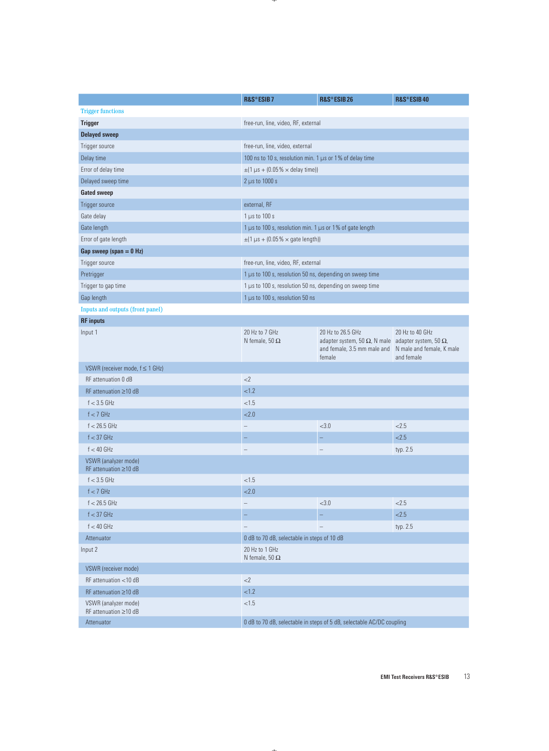| | R&S®ESIB 7 | R&S®ESIB 26 | R&S®ESIB 40 |
|---|---|---|---|
| Trigger functions | | | |
| **Trigger** | free-run, line, video, RF, external | | |
| **Delayed sweep** | | | |
| Trigger source | free-run, line, video, external | | |
| Delay time | 100 ns to 10 s, resolution min. 1 µs or 1 % of delay time | | |
| Error of delay time | ±(1 µs + (0.05 % × delay time)) | | |
| Delayed sweep time | 2 µs to 1000 s | | |
| **Gated sweep** | | | |
| Trigger source | external, RF | | |
| Gate delay | 1 µs to 100 s | | |
| Gate length | 1 µs to 100 s, resolution min. 1 µs or 1 % of gate length | | |
| Error of gate length | ±(1 µs + (0.05 % × gate length)) | | |
| **Gap sweep (span = 0 Hz)** | | | |
| Trigger source | free-run, line, video, RF, external | | |
| Pretrigger | 1 µs to 100 s, resolution 50 ns, depending on sweep time | | |
| Trigger to gap time | 1 µs to 100 s, resolution 50 ns, depending on sweep time | | |
| Gap length | 1 µs to 100 s, resolution 50 ns | | |
| Inputs and outputs (front panel) | | | |
| **RF inputs** | | | |
| Input 1 | 20 Hz to 7 GHz N female, 50 Ω | 20 Hz to 26.5 GHz adapter system, 50 Ω, N male and female, 3.5 mm male and female | 20 Hz to 40 GHz adapter system, 50 Ω, N male and female, K male and female |
| VSWR (receiver mode, f ≤ 1 GHz) | | | |
| RF attenuation 0 dB | <2 | | |
| RF attenuation ≥10 dB | <1.2 | | |
| f < 3.5 GHz | <1.5 | | |
| f < 7 GHz | <2.0 | | |
| f < 26.5 GHz | – | <3.0 | <2.5 |
| f < 37 GHz | – | – | <2.5 |
| f < 40 GHz | – | – | typ. 2.5 |
| VSWR (analyzer mode) RF attenuation ≥10 dB | | | |
| f < 3.5 GHz | <1.5 | | |
| f < 7 GHz | <2.0 | | |
| f < 26.5 GHz | – | <3.0 | <2.5 |
| f < 37 GHz | – | – | <2.5 |
| f < 40 GHz | – | – | typ. 2.5 |
| Attenuator | 0 dB to 70 dB, selectable in steps of 10 dB | | |
| Input 2 | 20 Hz to 1 GHz N female, 50 Ω | | |
| VSWR (receiver mode) | | | |
| RF attenuation <10 dB | <2 | | |
| RF attenuation ≥10 dB | <1.2 | | |
| VSWR (analyzer mode) RF attenuation ≥10 dB | <1.5 | | |
| Attenuator | 0 dB to 70 dB, selectable in steps of 5 dB, selectable AC/DC coupling | | |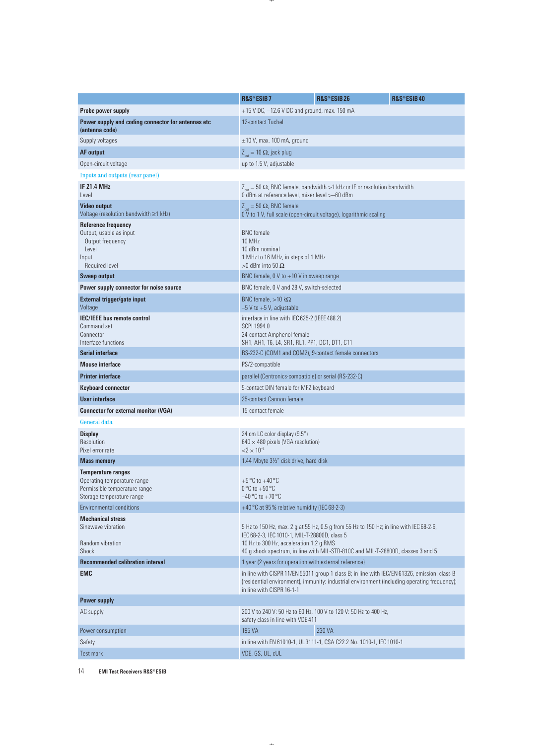| | R&S®ESIB 7 | R&S®ESIB 26 | R&S®ESIB 40 |
|---|---|---|---|
| **Probe power supply** | +15 V DC, –12.6 V DC and ground, max. 150 mA | | |
| **Power supply and coding connector for antennas etc (antenna code)** | 12-contact Tuchel | | |
| Supply voltages | ±10 V, max. 100 mA, ground | | |
| **AF output** | $Z_{out}$ = 10 Ω, jack plug | | |
| Open-circuit voltage | up to 1.5 V, adjustable | | |
| Inputs and outputs (rear panel) | | | |
| **IF 21.4 MHz**<br>Level | $Z_{out}$ = 50 Ω, BNC female, bandwidth >1 kHz or IF or resolution bandwidth<br>0 dBm at reference level, mixer level >–60 dBm | | |
| **Video output**<br>Voltage (resolution bandwidth ≥1 kHz) | $Z_{out}$ = 50 Ω, BNC female<br>0 V to 1 V, full scale (open-circuit voltage), logarithmic scaling | | |
| **Reference frequency**<br>Output, usable as input<br>Output frequency<br>Level<br>Input<br>Required level | <br>BNC female<br>10 MHz<br>10 dBm nominal<br>1 MHz to 16 MHz, in steps of 1 MHz<br>>0 dBm into 50 Ω | | |
| **Sweep output** | BNC female, 0 V to +10 V in sweep range | | |
| **Power supply connector for noise source** | BNC female, 0 V and 28 V, switch-selected | | |
| **External trigger/gate input**<br>Voltage | BNC female, >10 kΩ<br>–5 V to +5 V, adjustable | | |
| **IEC/IEEE bus remote control**<br>Command set<br>Connector<br>Interface functions | interface in line with IEC 625-2 (IEEE 488.2)<br>SCPI 1994.0<br>24-contact Amphenol female<br>SH1, AH1, T6, L4, SR1, RL1, PP1, DC1, DT1, C11 | | |
| **Serial interface** | RS-232-C (COM1 and COM2), 9-contact female connectors | | |
| **Mouse interface** | PS/2-compatible | | |
| **Printer interface** | parallel (Centronics-compatible) or serial (RS-232-C) | | |
| **Keyboard connector** | 5-contact DIN female for MF2 keyboard | | |
| **User interface** | 25-contact Cannon female | | |
| **Connector for external monitor (VGA)** | 15-contact female | | |
| General data | | | |
| **Display**<br>Resolution<br>Pixel error rate | 24 cm LC color display (9.5")<br>640 × 480 pixels (VGA resolution)<br>$<2 \times 10^{-5}$ | | |
| **Mass memory** | 1.44 Mbyte 3½" disk drive, hard disk | | |
| **Temperature ranges**<br>Operating temperature range<br>Permissible temperature range<br>Storage temperature range | <br>+5 °C to +40 °C<br>0 °C to +50 °C<br>–40 °C to +70 °C | | |
| Environmental conditions | +40 °C at 95 % relative humidity (IEC 68-2-3) | | |
| **Mechanical stress**<br>Sinewave vibration<br><br>Random vibration<br>Shock | <br>5 Hz to 150 Hz, max. 2 g at 55 Hz, 0.5 g from 55 Hz to 150 Hz; in line with IEC 68-2-6, IEC 68-2-3, IEC 1010-1, MIL-T-28800D, class 5<br>10 Hz to 300 Hz, acceleration 1.2 g RMS<br>40 g shock spectrum, in line with MIL-STD-810C and MIL-T-28800D, classes 3 and 5 | | |
| **Recommended calibration interval** | 1 year (2 years for operation with external reference) | | |
| **EMC** | in line with CISPR 11/EN 55011 group 1 class B; in line with IEC/EN 61326, emission: class B (residential environment), immunity: industrial environment (including operating frequency); in line with CISPR 16-1-1 | | |
| **Power supply** | | | |
| AC supply | 200 V to 240 V: 50 Hz to 60 Hz, 100 V to 120 V: 50 Hz to 400 Hz, safety class in line with VDE 411 | | |
| Power consumption | 195 VA | 230 VA | |
| Safety | in line with EN 61010-1, UL 3111-1, CSA C22.2 No. 1010-1, IEC 1010-1 | | |
| Test mark | VDE, GS, UL, cUL | | |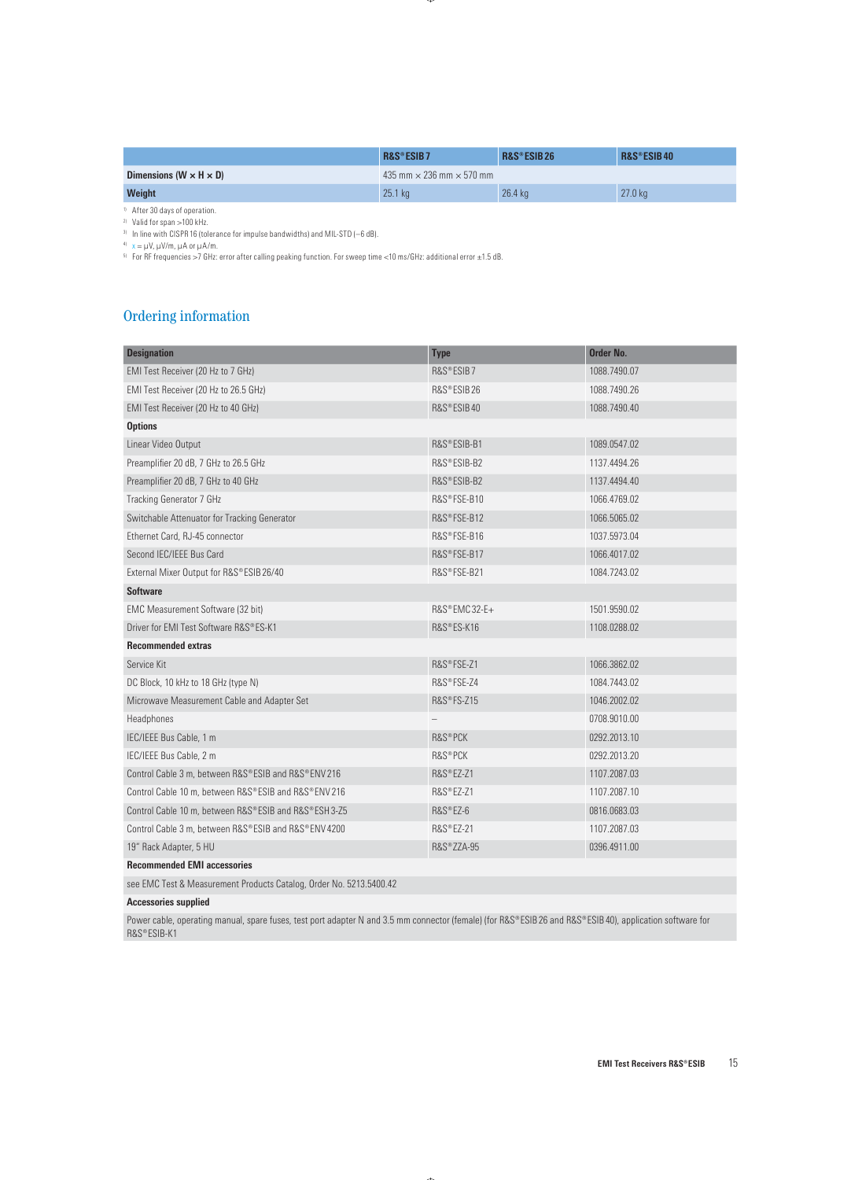| | R&S®ESIB 7 | R&S®ESIB 26 | R&S®ESIB 40 |
|---|---|---|---|
| **Dimensions (W × H × D)** | 435 mm × 236 mm × 570 mm | | |
| **Weight** | 25.1 kg | 26.4 kg | 27.0 kg |

[1] After 30 days of operation.
[2] Valid for span >100 kHz.
[3] In line with CISPR 16 (tolerance for impulse bandwidths) and MIL-STD (–6 dB).
[4] x = μV, μV/m, μA or μA/m.
[5] For RF frequencies >7 GHz: error after calling peaking function. For sweep time <10 ms/GHz: additional error ±1.5 dB.

## Ordering information

| Designation | Type | Order No. |
|---|---|---|
| EMI Test Receiver (20 Hz to 7 GHz) | R&S®ESIB 7 | 1088.7490.07 |
| EMI Test Receiver (20 Hz to 26.5 GHz) | R&S®ESIB 26 | 1088.7490.26 |
| EMI Test Receiver (20 Hz to 40 GHz) | R&S®ESIB 40 | 1088.7490.40 |
| **Options** | | |
| Linear Video Output | R&S®ESIB-B1 | 1089.0547.02 |
| Preamplifier 20 dB, 7 GHz to 26.5 GHz | R&S®ESIB-B2 | 1137.4494.26 |
| Preamplifier 20 dB, 7 GHz to 40 GHz | R&S®ESIB-B2 | 1137.4494.40 |
| Tracking Generator 7 GHz | R&S®FSE-B10 | 1066.4769.02 |
| Switchable Attenuator for Tracking Generator | R&S®FSE-B12 | 1066.5065.02 |
| Ethernet Card, RJ-45 connector | R&S®FSE-B16 | 1037.5973.04 |
| Second IEC/IEEE Bus Card | R&S®FSE-B17 | 1066.4017.02 |
| External Mixer Output for R&S®ESIB 26/40 | R&S®FSE-B21 | 1084.7243.02 |
| **Software** | | |
| EMC Measurement Software (32 bit) | R&S®EMC32-E+ | 1501.9590.02 |
| Driver for EMI Test Software R&S®ES-K1 | R&S®ES-K16 | 1108.0288.02 |
| **Recommended extras** | | |
| Service Kit | R&S®FSE-Z1 | 1066.3862.02 |
| DC Block, 10 kHz to 18 GHz (type N) | R&S®FSE-Z4 | 1084.7443.02 |
| Microwave Measurement Cable and Adapter Set | R&S®FS-Z15 | 1046.2002.02 |
| Headphones | – | 0708.9010.00 |
| IEC/IEEE Bus Cable, 1 m | R&S®PCK | 0292.2013.10 |
| IEC/IEEE Bus Cable, 2 m | R&S®PCK | 0292.2013.20 |
| Control Cable 3 m, between R&S®ESIB and R&S®ENV 216 | R&S®EZ-Z1 | 1107.2087.03 |
| Control Cable 10 m, between R&S®ESIB and R&S®ENV 216 | R&S®EZ-Z1 | 1107.2087.10 |
| Control Cable 10 m, between R&S®ESIB and R&S®ESH 3-Z5 | R&S®EZ-6 | 0816.0683.03 |
| Control Cable 3 m, between R&S®ESIB and R&S®ENV 4200 | R&S®EZ-21 | 1107.2087.03 |
| 19" Rack Adapter, 5 HU | R&S®ZZA-95 | 0396.4911.00 |
| **Recommended EMI accessories** | | |
| see EMC Test & Measurement Products Catalog, Order No. 5213.5400.42 | | |
| **Accessories supplied** | | |
| Power cable, operating manual, spare fuses, test port adapter N and 3.5 mm connector (female) (for R&S®ESIB 26 and R&S®ESIB 40), application software for R&S®ESIB-K1 | | |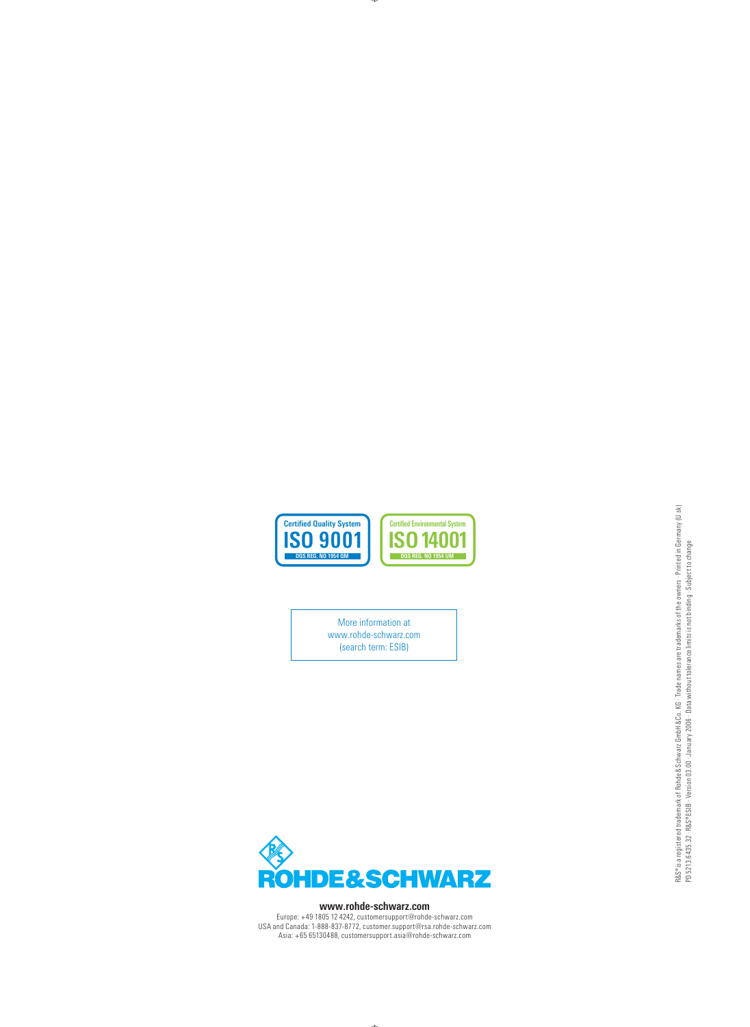Certified Quality System
ISO 9001
DQS REG. NO 1954 QM

Certified Environmental System
ISO 14001
DQS REG. NO 1954 UM

More information at
www.rohde-schwarz.com
(search term: ESIB)

ROHDE&SCHWARZ

**www.rohde-schwarz.com**

Europe: +49 1805 12 4242, customersupport@rohde-schwarz.com
USA and Canada: 1-888-837-8772, customer.support@rsa.rohde-schwarz.com
Asia: +65 65130488, customersupport.asia@rohde-schwarz.com

R&S® is a registered trademark of Rohde & Schwarz GmbH & Co. KG · Trade names are trademarks of the owners · Printed in Germany (U sk)
PD 5213.6435.32 · R&S® ESIB · Version 03.00 · January 2006 · Data without tolerance limits is not binding · Subject to change